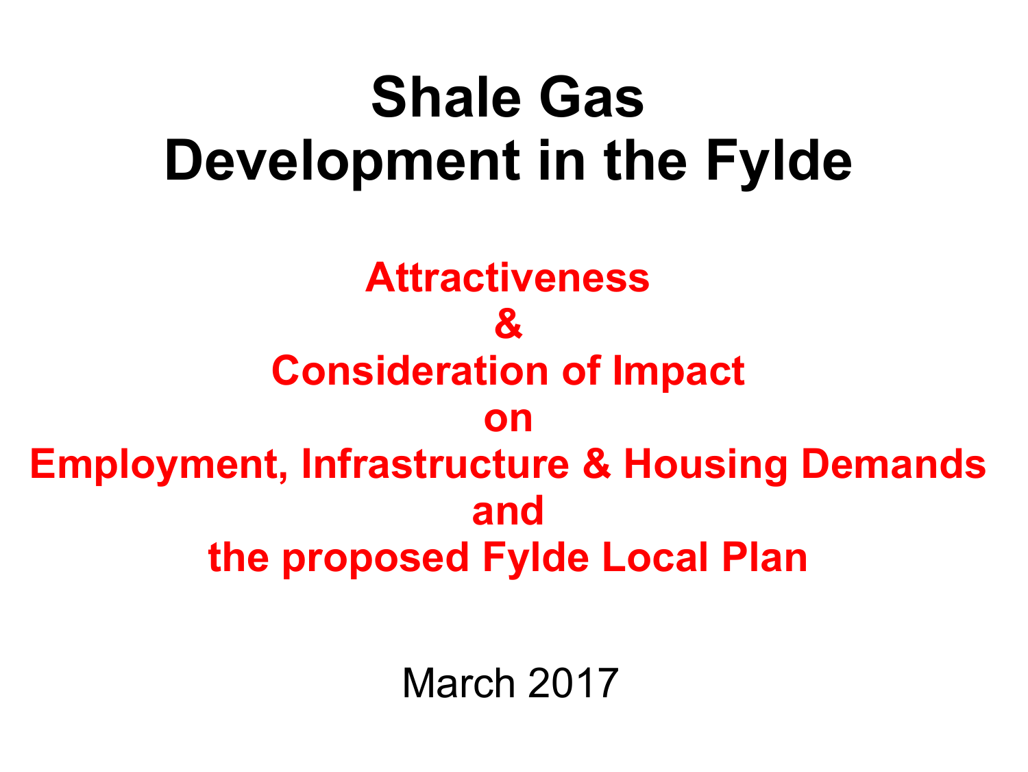# Shale Gas Development in the Fylde

## Attractiveness & Consideration of Impact on Employment, Infrastructure & Housing Demands and the proposed Fylde Local Plan

March 2017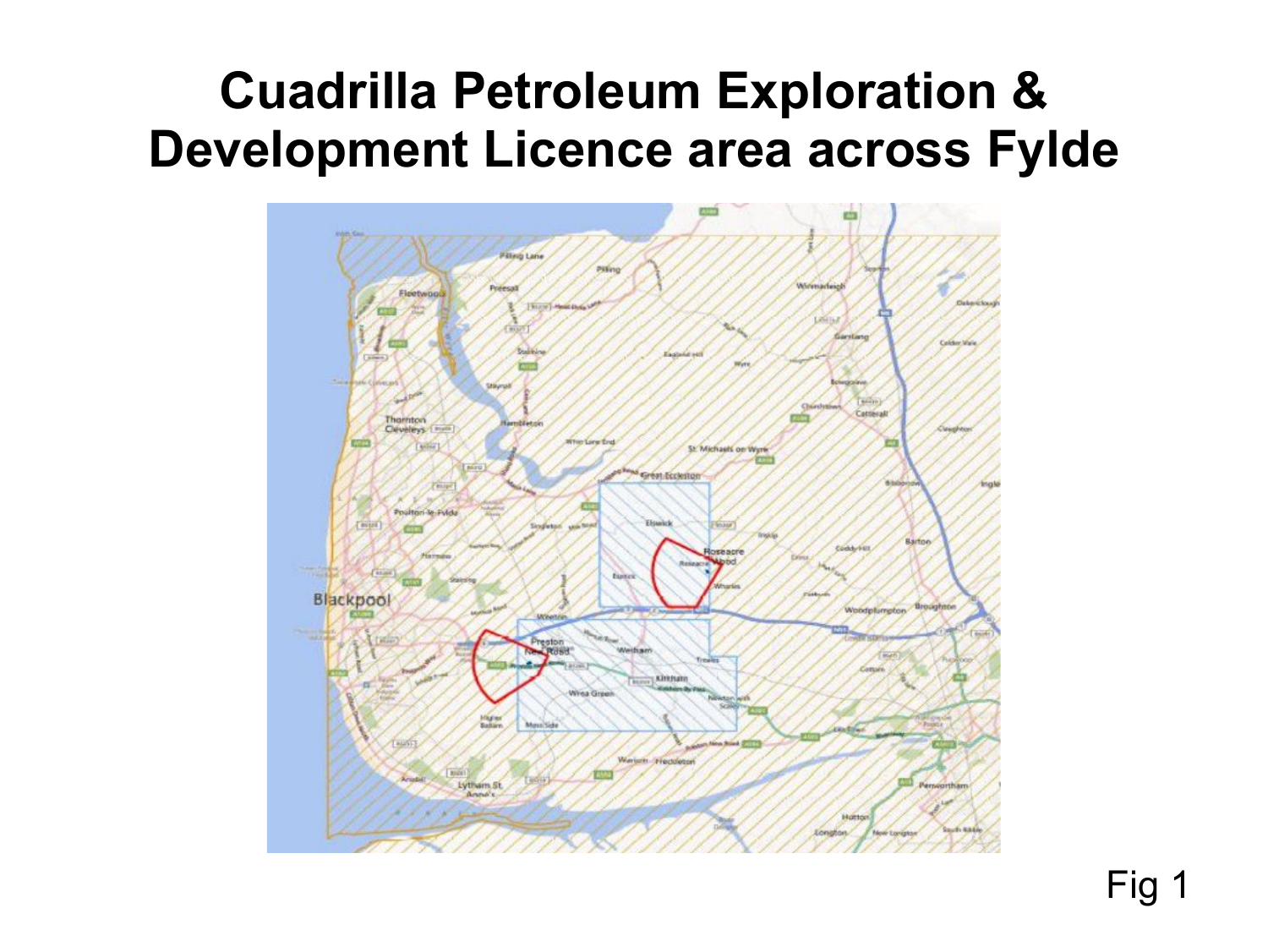# Cuadrilla Petroleum Exploration & Development Licence area across Fylde

Fig 1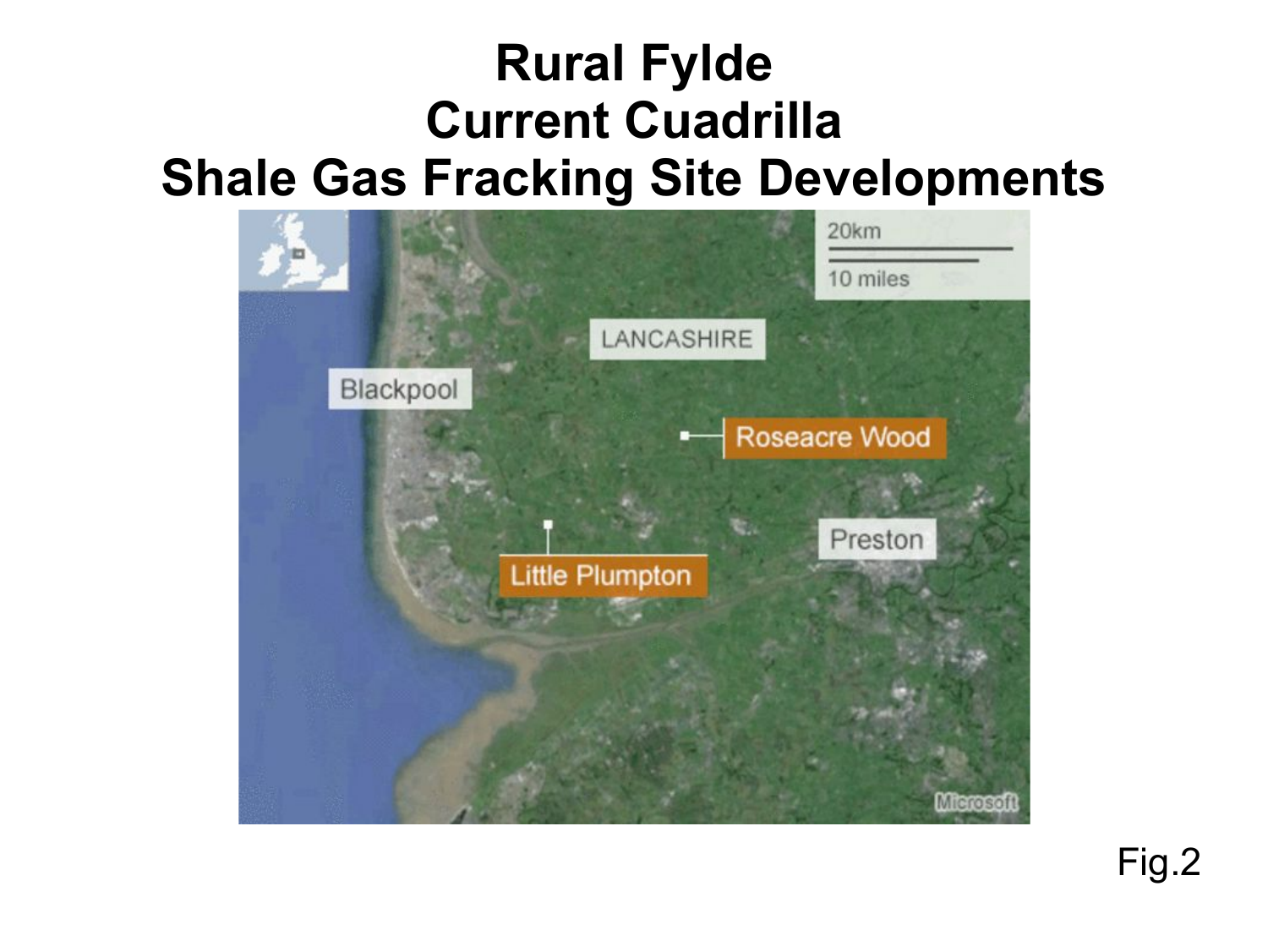# Rural Fylde
# Current Cuadrilla
# Shale Gas Fracking Site Developments

20km

10 miles

LANCASHIRE

Blackpool

Roseacre Wood

Preston

Little Plumpton

Microsoft

Fig.2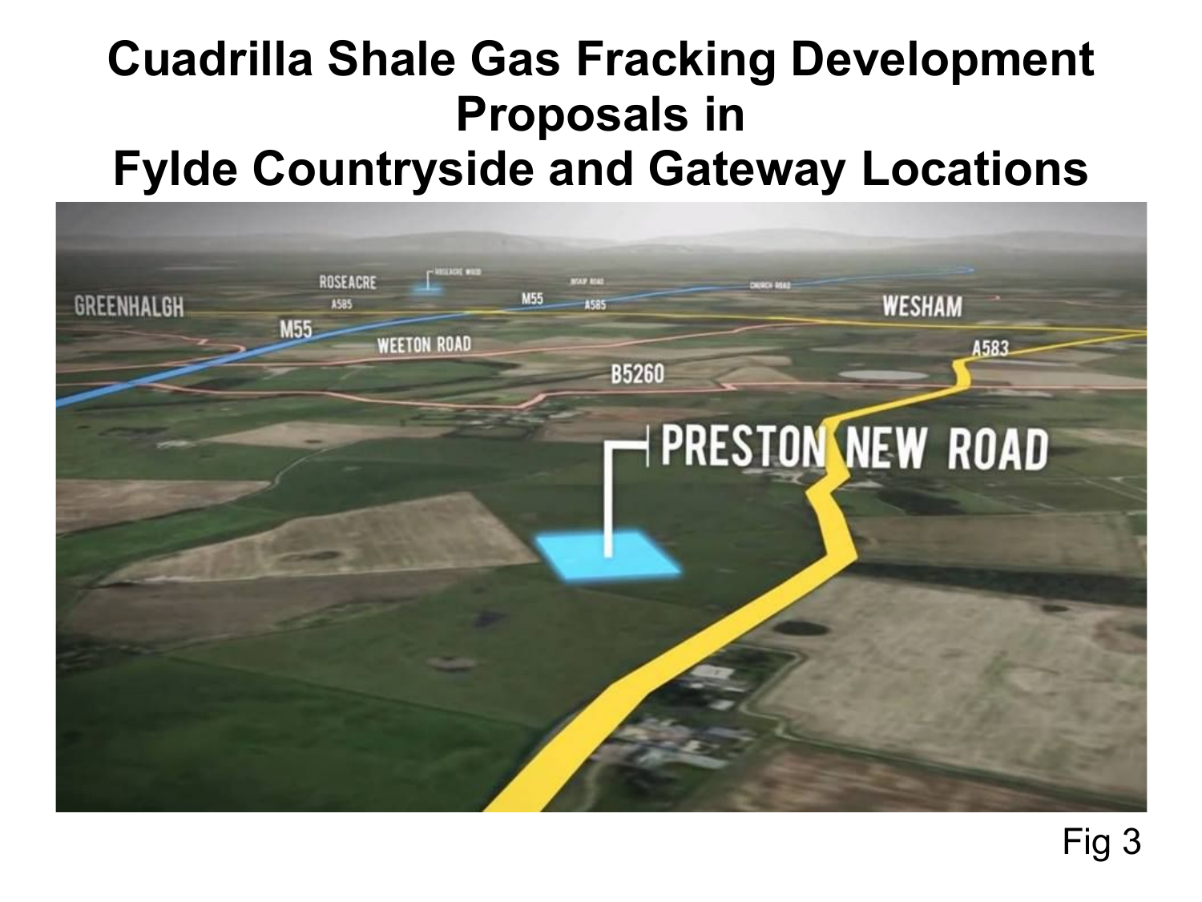# Cuadrilla Shale Gas Fracking Development Proposals in Fylde Countryside and Gateway Locations

Fig 3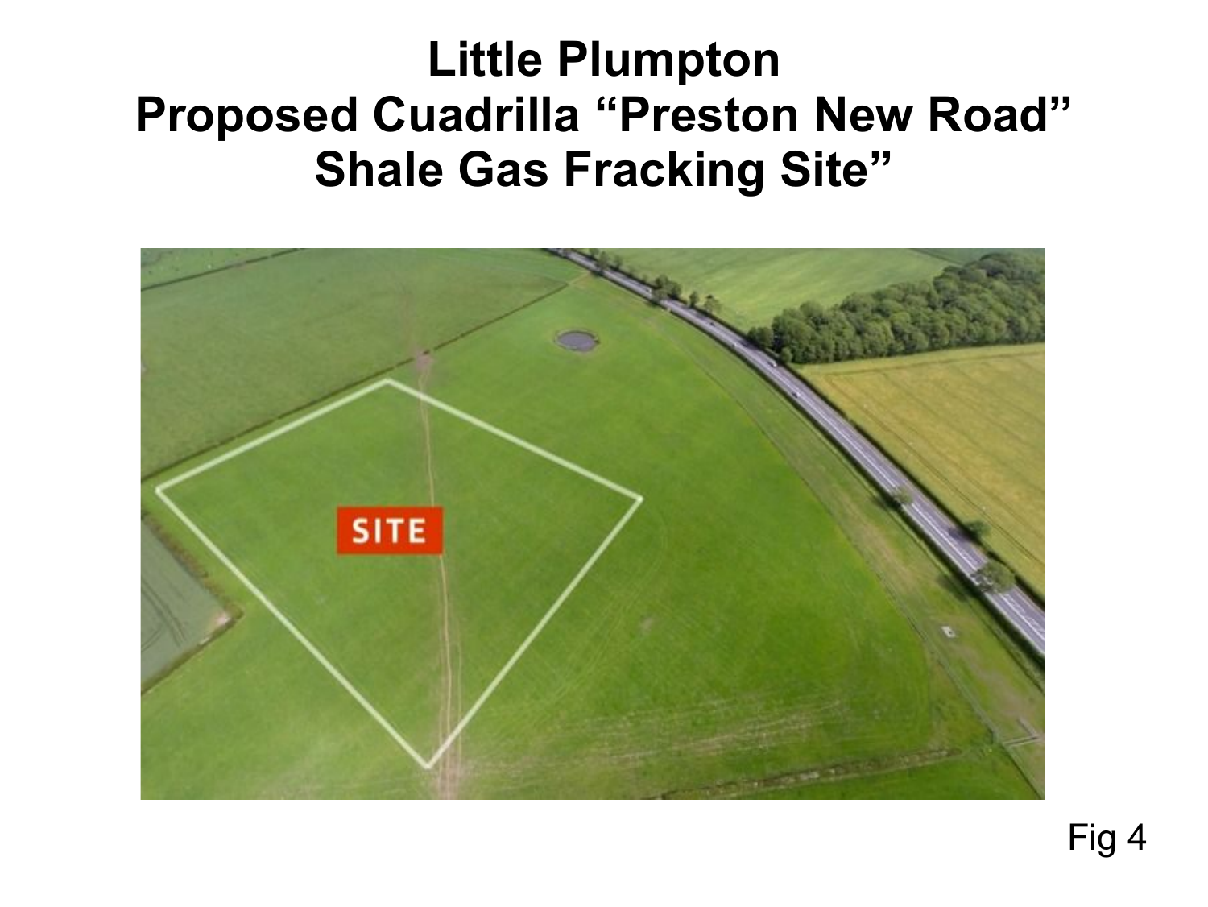# Little Plumpton
# Proposed Cuadrilla "Preston New Road" Shale Gas Fracking Site"

Fig 4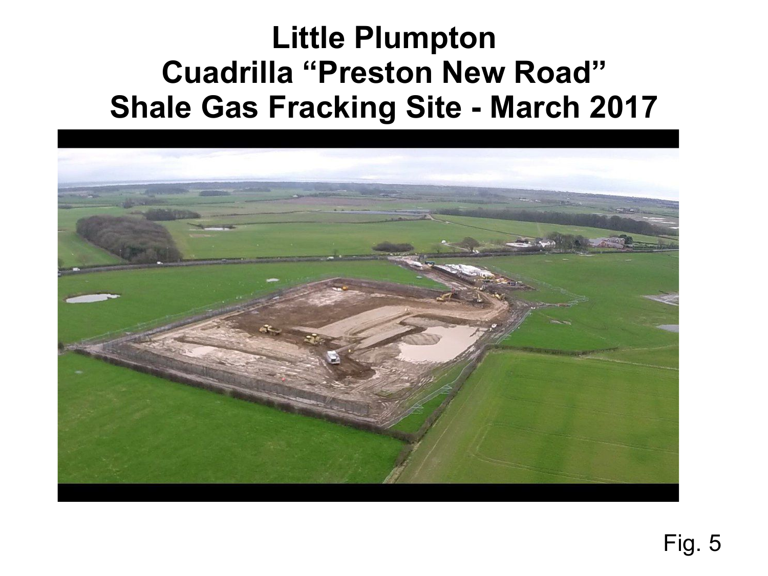# Little Plumpton
# Cuadrilla "Preston New Road"
# Shale Gas Fracking Site - March 2017

Fig. 5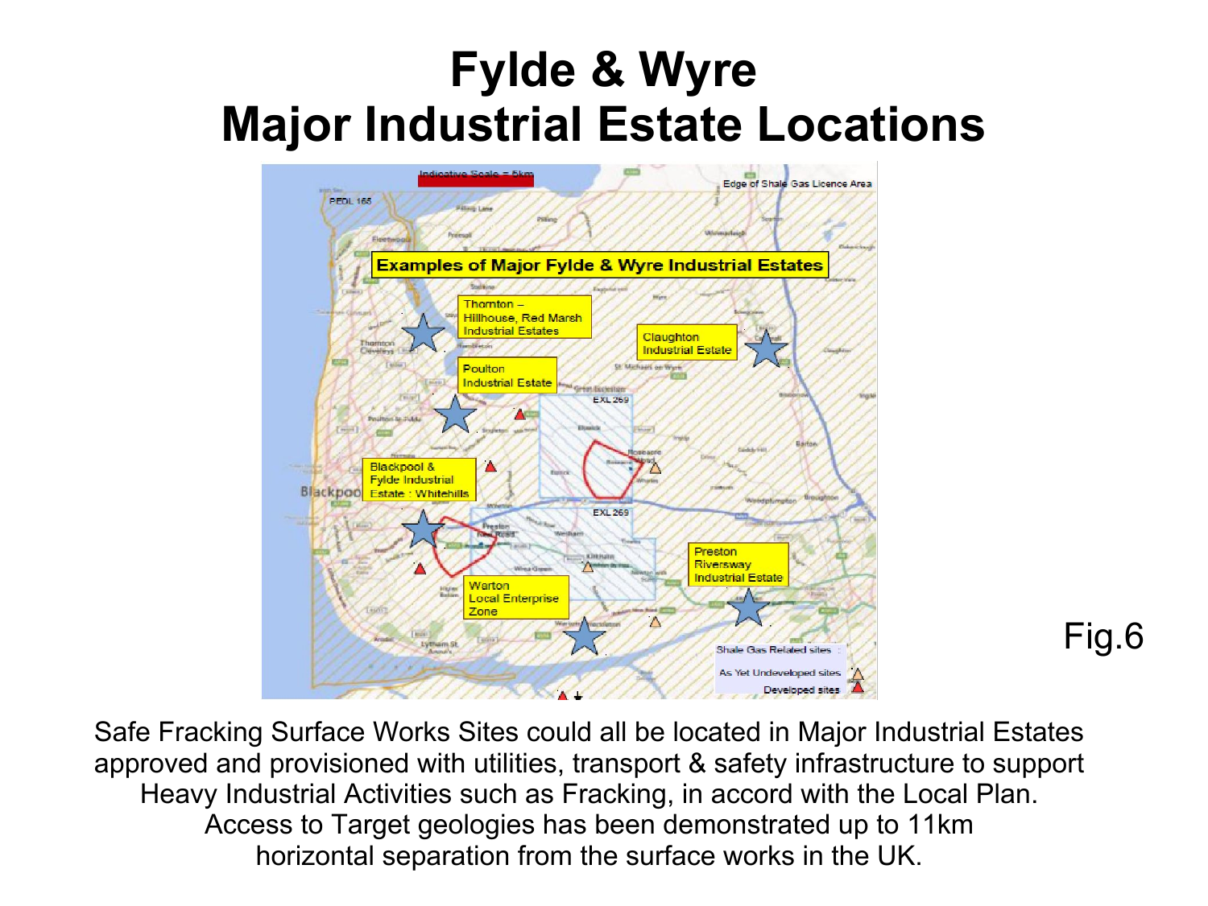# Fylde & Wyre
# Major Industrial Estate Locations

Fig.6

Safe Fracking Surface Works Sites could all be located in Major Industrial Estates approved and provisioned with utilities, transport & safety infrastructure to support Heavy Industrial Activities such as Fracking, in accord with the Local Plan. Access to Target geologies has been demonstrated up to 11km horizontal separation from the surface works in the UK.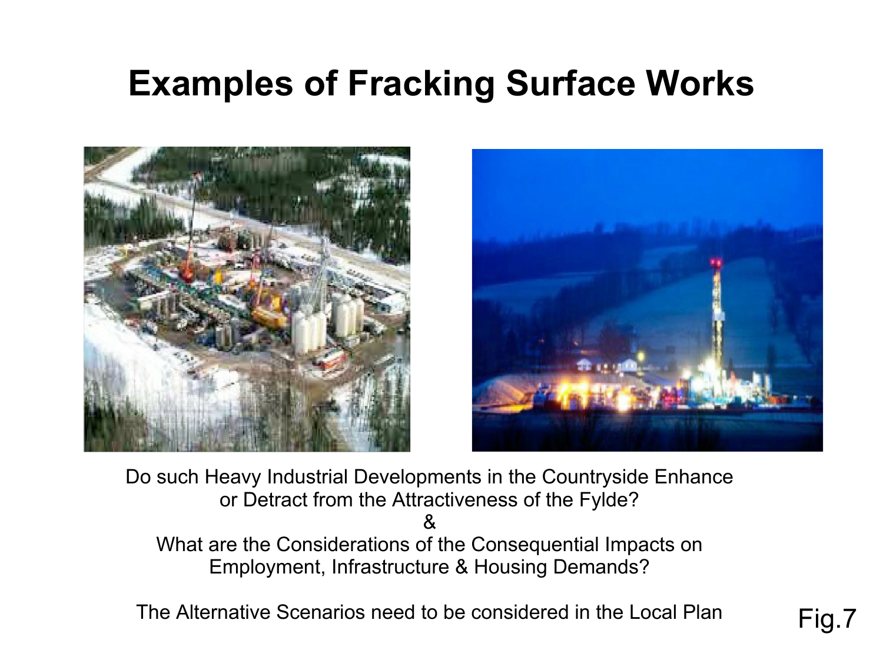# Examples of Fracking Surface Works

Do such Heavy Industrial Developments in the Countryside Enhance or Detract from the Attractiveness of the Fylde?

&

What are the Considerations of the Consequential Impacts on Employment, Infrastructure & Housing Demands?

The Alternative Scenarios need to be considered in the Local Plan

Fig.7